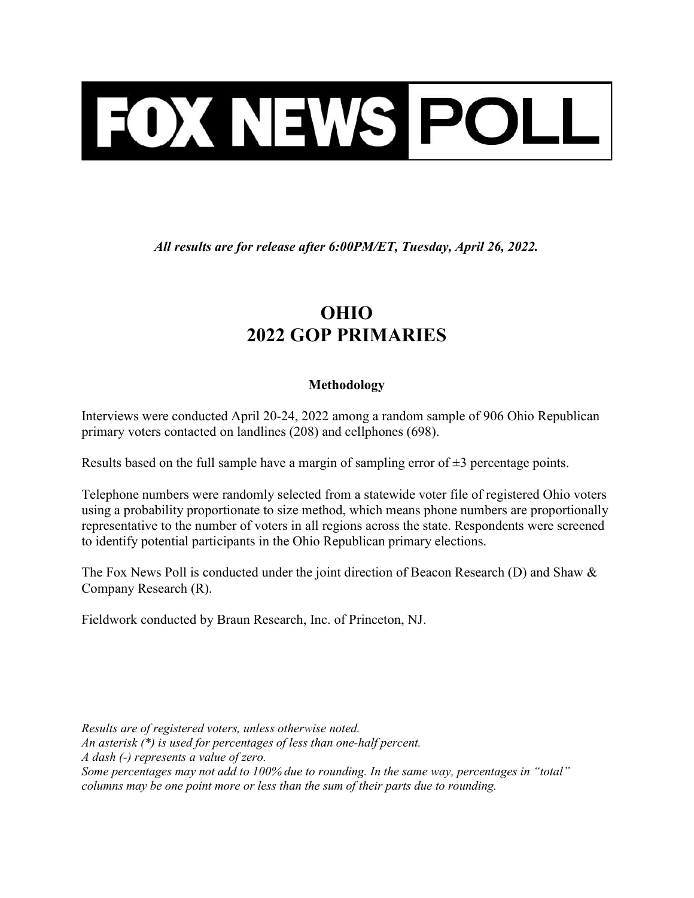# FOX NEWS POLL

***All results are for release after 6:00PM/ET, Tuesday, April 26, 2022.***

## OHIO
## 2022 GOP PRIMARIES

### Methodology

Interviews were conducted April 20-24, 2022 among a random sample of 906 Ohio Republican primary voters contacted on landlines (208) and cellphones (698).

Results based on the full sample have a margin of sampling error of ±3 percentage points.

Telephone numbers were randomly selected from a statewide voter file of registered Ohio voters using a probability proportionate to size method, which means phone numbers are proportionally representative to the number of voters in all regions across the state. Respondents were screened to identify potential participants in the Ohio Republican primary elections.

The Fox News Poll is conducted under the joint direction of Beacon Research (D) and Shaw & Company Research (R).

Fieldwork conducted by Braun Research, Inc. of Princeton, NJ.

*Results are of registered voters, unless otherwise noted.*
*An asterisk (*) is used for percentages of less than one-half percent.*
*A dash (-) represents a value of zero.*
*Some percentages may not add to 100% due to rounding. In the same way, percentages in "total" columns may be one point more or less than the sum of their parts due to rounding.*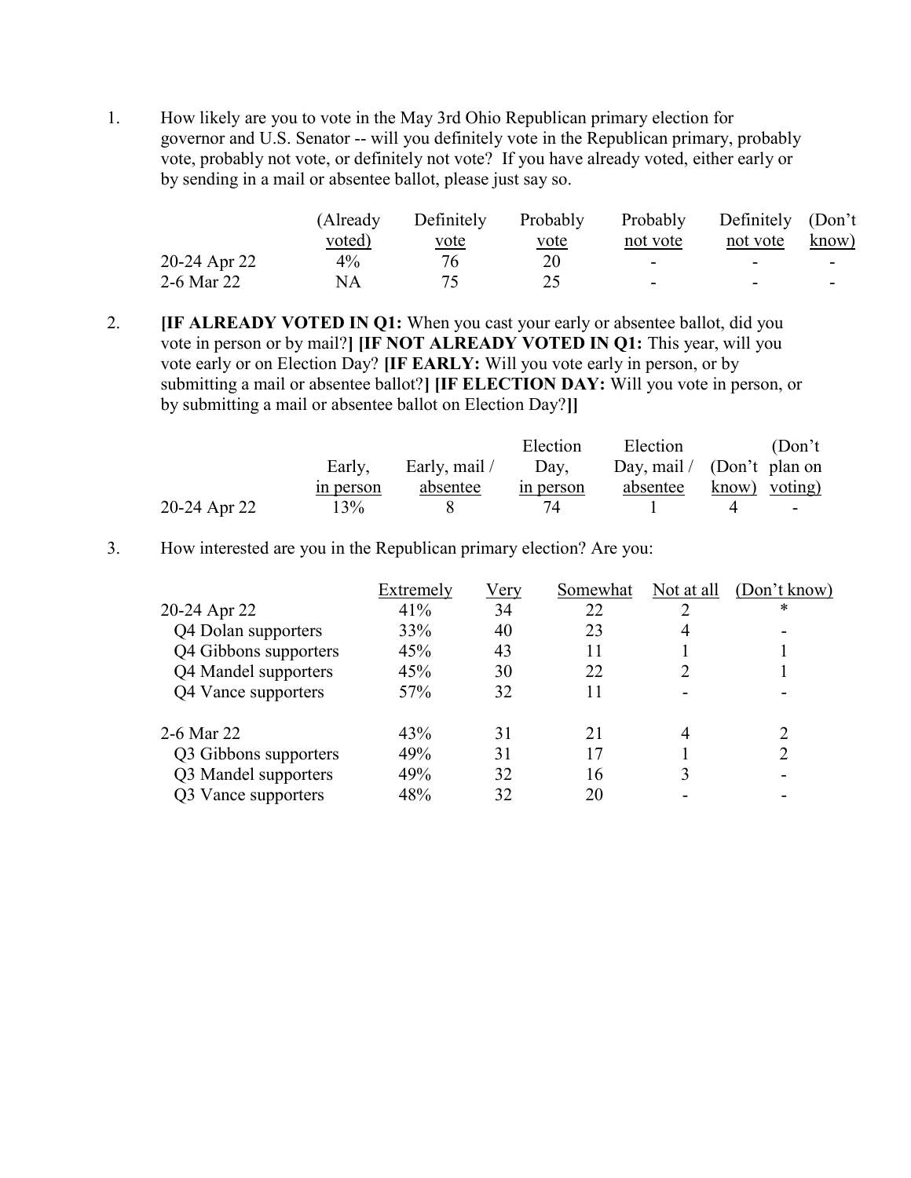1. How likely are you to vote in the May 3rd Ohio Republican primary election for governor and U.S. Senator -- will you definitely vote in the Republican primary, probably vote, probably not vote, or definitely not vote? If you have already voted, either early or by sending in a mail or absentee ballot, please just say so.

| | (Already voted) | Definitely vote | Probably vote | Probably not vote | Definitely not vote | (Don't know) |
|---|---|---|---|---|---|---|
| 20-24 Apr 22 | 4% | 76 | 20 | - | - | - |
| 2-6 Mar 22 | NA | 75 | 25 | - | - | - |

2. **[IF ALREADY VOTED IN Q1:** When you cast your early or absentee ballot, did you vote in person or by mail?**] [IF NOT ALREADY VOTED IN Q1:** This year, will you vote early or on Election Day? **[IF EARLY:** Will you vote early in person, or by submitting a mail or absentee ballot?**] [IF ELECTION DAY:** Will you vote in person, or by submitting a mail or absentee ballot on Election Day?**]]**

| | Early, in person | Early, mail / absentee | Election Day, in person | Election Day, mail / absentee | (Don't know) | (Don't plan on voting) |
|---|---|---|---|---|---|---|
| 20-24 Apr 22 | 13% | 8 | 74 | 1 | 4 | - |

3. How interested are you in the Republican primary election? Are you:

| | Extremely | Very | Somewhat | Not at all | (Don't know) |
|---|---|---|---|---|---|
| 20-24 Apr 22 | 41% | 34 | 22 | 2 | * |
| Q4 Dolan supporters | 33% | 40 | 23 | 4 | - |
| Q4 Gibbons supporters | 45% | 43 | 11 | 1 | 1 |
| Q4 Mandel supporters | 45% | 30 | 22 | 2 | 1 |
| Q4 Vance supporters | 57% | 32 | 11 | - | - |
| | | | | | |
| 2-6 Mar 22 | 43% | 31 | 21 | 4 | 2 |
| Q3 Gibbons supporters | 49% | 31 | 17 | 1 | 2 |
| Q3 Mandel supporters | 49% | 32 | 16 | 3 | - |
| Q3 Vance supporters | 48% | 32 | 20 | - | - |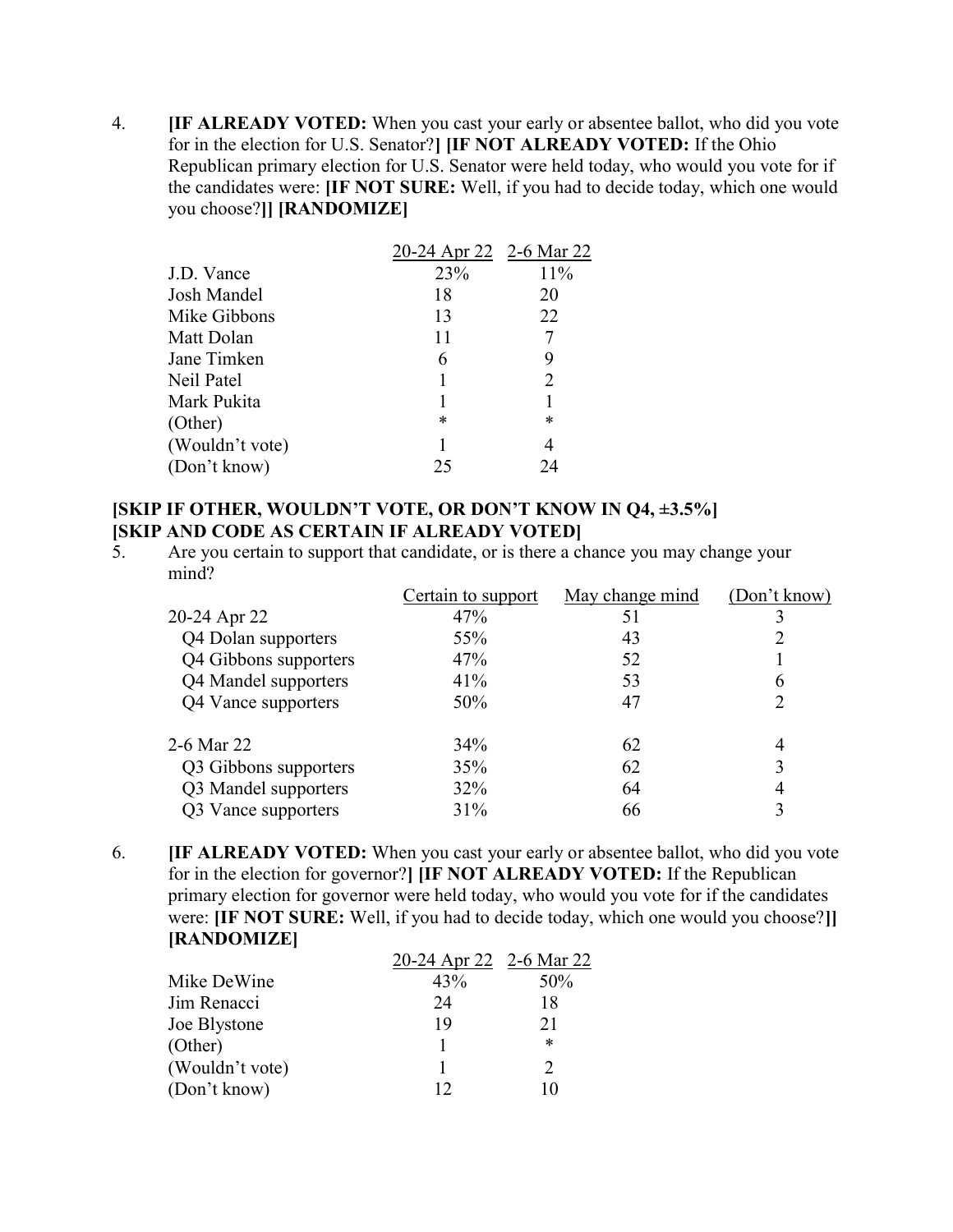4. **[IF ALREADY VOTED:** When you cast your early or absentee ballot, who did you vote for in the election for U.S. Senator?**] [IF NOT ALREADY VOTED:** If the Ohio Republican primary election for U.S. Senator were held today, who would you vote for if the candidates were: **[IF NOT SURE:** Well, if you had to decide today, which one would you choose?**]] [RANDOMIZE]**

| | 20-24 Apr 22 | 2-6 Mar 22 |
|---|---|---|
| J.D. Vance | 23% | 11% |
| Josh Mandel | 18 | 20 |
| Mike Gibbons | 13 | 22 |
| Matt Dolan | 11 | 7 |
| Jane Timken | 6 | 9 |
| Neil Patel | 1 | 2 |
| Mark Pukita | 1 | 1 |
| (Other) | * | * |
| (Wouldn't vote) | 1 | 4 |
| (Don't know) | 25 | 24 |

**[SKIP IF OTHER, WOULDN'T VOTE, OR DON'T KNOW IN Q4, ±3.5%]**
**[SKIP AND CODE AS CERTAIN IF ALREADY VOTED]**

5. Are you certain to support that candidate, or is there a chance you may change your mind?

| | Certain to support | May change mind | (Don't know) |
|---|---|---|---|
| 20-24 Apr 22 | 47% | 51 | 3 |
| Q4 Dolan supporters | 55% | 43 | 2 |
| Q4 Gibbons supporters | 47% | 52 | 1 |
| Q4 Mandel supporters | 41% | 53 | 6 |
| Q4 Vance supporters | 50% | 47 | 2 |
| | | | |
| 2-6 Mar 22 | 34% | 62 | 4 |
| Q3 Gibbons supporters | 35% | 62 | 3 |
| Q3 Mandel supporters | 32% | 64 | 4 |
| Q3 Vance supporters | 31% | 66 | 3 |

6. **[IF ALREADY VOTED:** When you cast your early or absentee ballot, who did you vote for in the election for governor?**] [IF NOT ALREADY VOTED:** If the Republican primary election for governor were held today, who would you vote for if the candidates were: **[IF NOT SURE:** Well, if you had to decide today, which one would you choose?**]] [RANDOMIZE]**

| | 20-24 Apr 22 | 2-6 Mar 22 |
|---|---|---|
| Mike DeWine | 43% | 50% |
| Jim Renacci | 24 | 18 |
| Joe Blystone | 19 | 21 |
| (Other) | 1 | * |
| (Wouldn't vote) | 1 | 2 |
| (Don't know) | 12 | 10 |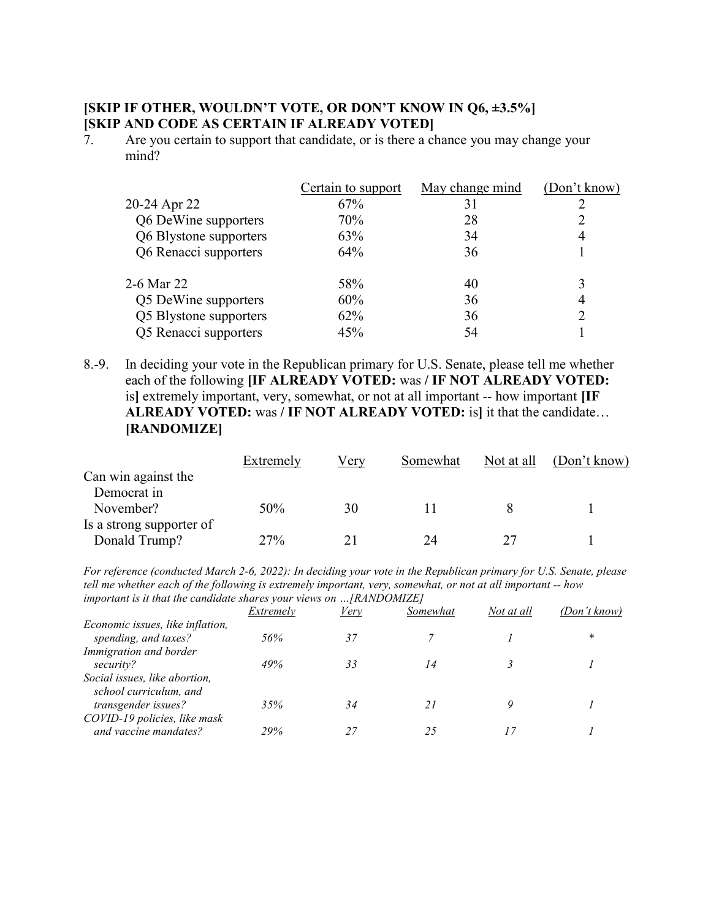**[SKIP IF OTHER, WOULDN'T VOTE, OR DON'T KNOW IN Q6, ±3.5%]**
**[SKIP AND CODE AS CERTAIN IF ALREADY VOTED]**

7. Are you certain to support that candidate, or is there a chance you may change your mind?

| | Certain to support | May change mind | (Don't know) |
|---|---|---|---|
| 20-24 Apr 22 | 67% | 31 | 2 |
| Q6 DeWine supporters | 70% | 28 | 2 |
| Q6 Blystone supporters | 63% | 34 | 4 |
| Q6 Renacci supporters | 64% | 36 | 1 |
| | | | |
| 2-6 Mar 22 | 58% | 40 | 3 |
| Q5 DeWine supporters | 60% | 36 | 4 |
| Q5 Blystone supporters | 62% | 36 | 2 |
| Q5 Renacci supporters | 45% | 54 | 1 |

8.-9. In deciding your vote in the Republican primary for U.S. Senate, please tell me whether each of the following **[IF ALREADY VOTED:** was **/ IF NOT ALREADY VOTED:** is**]** extremely important, very, somewhat, or not at all important -- how important **[IF ALREADY VOTED:** was **/ IF NOT ALREADY VOTED:** is**]** it that the candidate… **[RANDOMIZE]**

| | Extremely | Very | Somewhat | Not at all | (Don't know) |
|---|---|---|---|---|---|
| Can win against the Democrat in November? | 50% | 30 | 11 | 8 | 1 |
| Is a strong supporter of Donald Trump? | 27% | 21 | 24 | 27 | 1 |

*For reference (conducted March 2-6, 2022): In deciding your vote in the Republican primary for U.S. Senate, please tell me whether each of the following is extremely important, very, somewhat, or not at all important -- how important is it that the candidate shares your views on …[RANDOMIZE]*

| | *Extremely* | *Very* | *Somewhat* | *Not at all* | *(Don't know)* |
|---|---|---|---|---|---|
| *Economic issues, like inflation, spending, and taxes?* | *56%* | *37* | *7* | *1* | *** |
| *Immigration and border security?* | *49%* | *33* | *14* | *3* | *1* |
| *Social issues, like abortion, school curriculum, and transgender issues?* | *35%* | *34* | *21* | *9* | *1* |
| *COVID-19 policies, like mask and vaccine mandates?* | *29%* | *27* | *25* | *17* | *1* |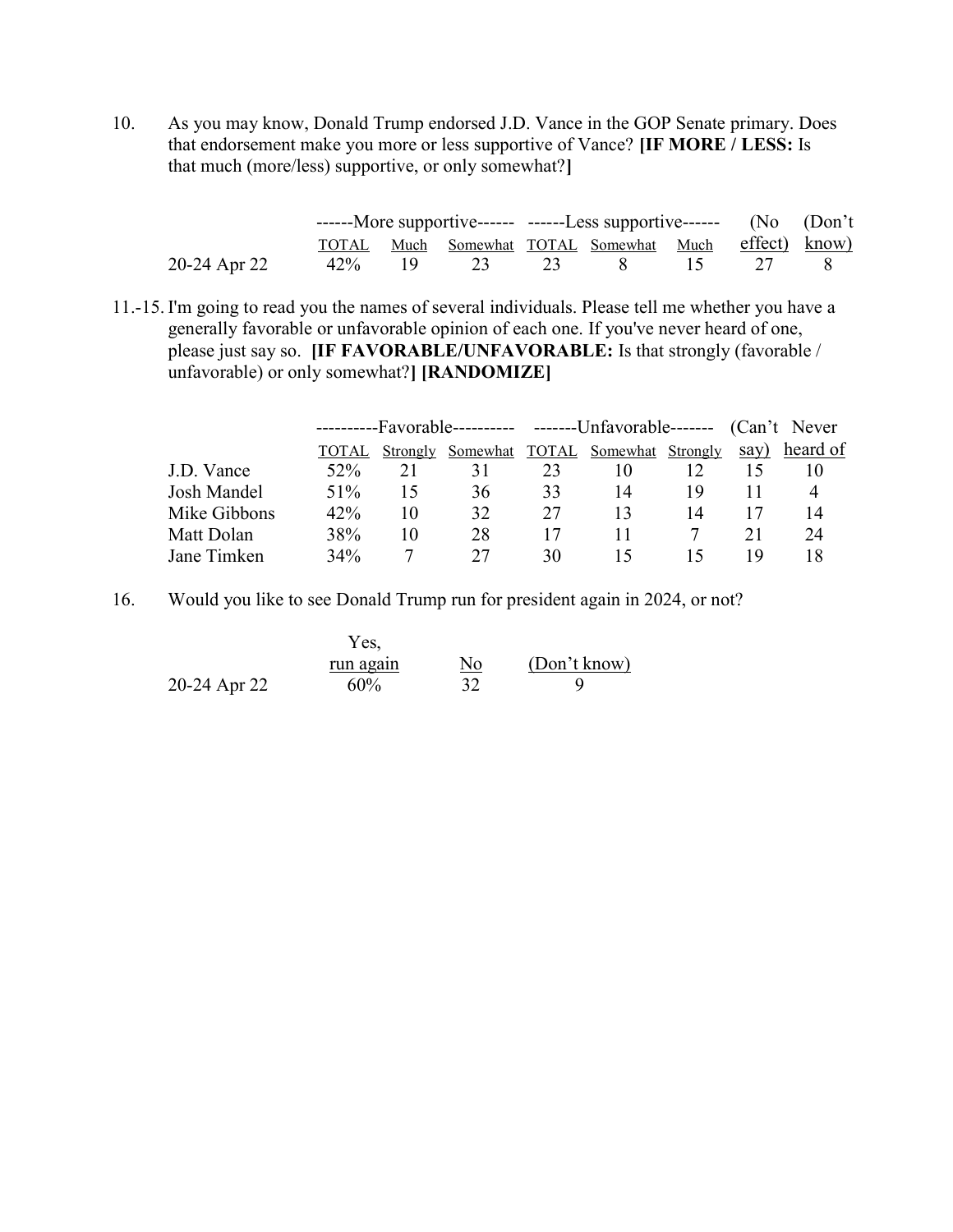10. As you may know, Donald Trump endorsed J.D. Vance in the GOP Senate primary. Does that endorsement make you more or less supportive of Vance? **[IF MORE / LESS:** Is that much (more/less) supportive, or only somewhat?**]**

| | ------More supportive------ | | | ------Less supportive------ | | | (No | (Don't |
|---|---|---|---|---|---|---|---|---|
| | TOTAL | Much | Somewhat | TOTAL | Somewhat | Much | effect) | know) |
| 20-24 Apr 22 | 42% | 19 | 23 | 23 | 8 | 15 | 27 | 8 |

11.-15. I'm going to read you the names of several individuals. Please tell me whether you have a generally favorable or unfavorable opinion of each one. If you've never heard of one, please just say so. **[IF FAVORABLE/UNFAVORABLE:** Is that strongly (favorable / unfavorable) or only somewhat?**] [RANDOMIZE]**

| | ----------Favorable---------- | | | -------Unfavorable------- | | | (Can't | Never |
|---|---|---|---|---|---|---|---|---|
| | TOTAL | Strongly | Somewhat | TOTAL | Somewhat | Strongly | say) | heard of |
| J.D. Vance | 52% | 21 | 31 | 23 | 10 | 12 | 15 | 10 |
| Josh Mandel | 51% | 15 | 36 | 33 | 14 | 19 | 11 | 4 |
| Mike Gibbons | 42% | 10 | 32 | 27 | 13 | 14 | 17 | 14 |
| Matt Dolan | 38% | 10 | 28 | 17 | 11 | 7 | 21 | 24 |
| Jane Timken | 34% | 7 | 27 | 30 | 15 | 15 | 19 | 18 |

16. Would you like to see Donald Trump run for president again in 2024, or not?

| | Yes, run again | No | (Don't know) |
|---|---|---|---|
| 20-24 Apr 22 | 60% | 32 | 9 |